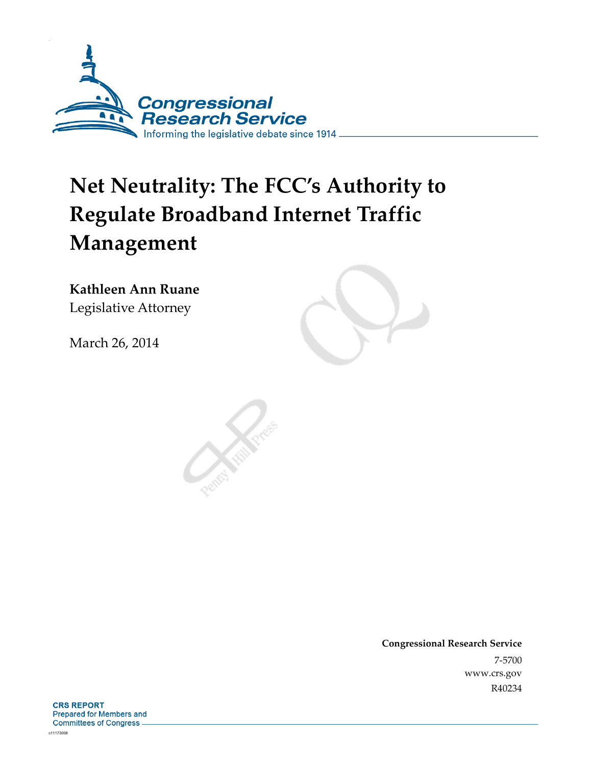Congressional Research Service

Informing the legislative debate since 1914

# Net Neutrality: The FCC's Authority to Regulate Broadband Internet Traffic Management

**Kathleen Ann Ruane**

Legislative Attorney

March 26, 2014

**Congressional Research Service**

7-5700

www.crs.gov

R40234

**CRS REPORT**

Prepared for Members and Committees of Congress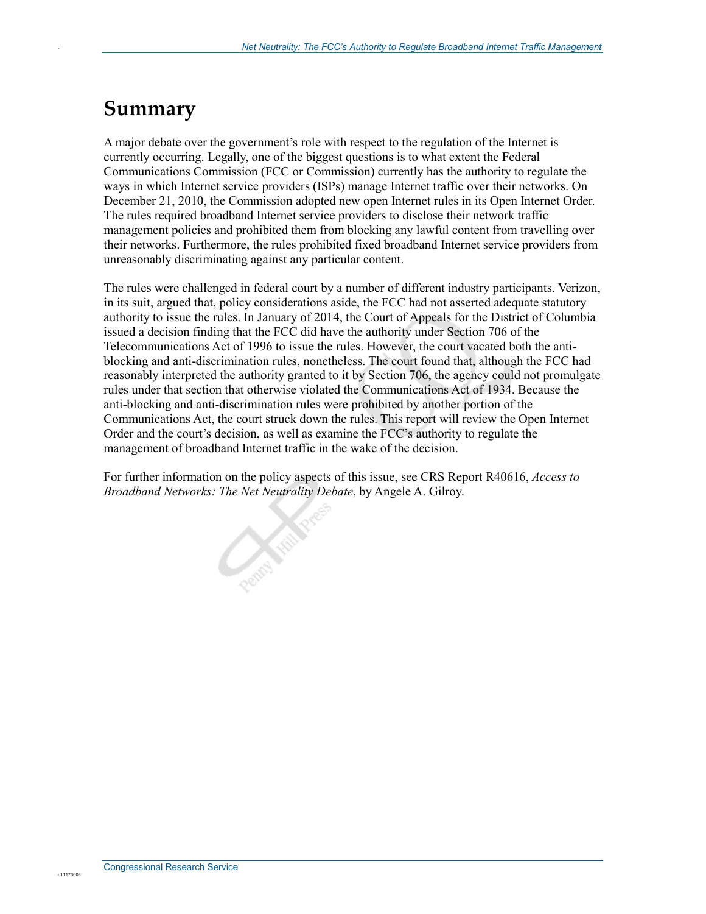# Summary

A major debate over the government's role with respect to the regulation of the Internet is currently occurring. Legally, one of the biggest questions is to what extent the Federal Communications Commission (FCC or Commission) currently has the authority to regulate the ways in which Internet service providers (ISPs) manage Internet traffic over their networks. On December 21, 2010, the Commission adopted new open Internet rules in its Open Internet Order. The rules required broadband Internet service providers to disclose their network traffic management policies and prohibited them from blocking any lawful content from travelling over their networks. Furthermore, the rules prohibited fixed broadband Internet service providers from unreasonably discriminating against any particular content.

The rules were challenged in federal court by a number of different industry participants. Verizon, in its suit, argued that, policy considerations aside, the FCC had not asserted adequate statutory authority to issue the rules. In January of 2014, the Court of Appeals for the District of Columbia issued a decision finding that the FCC did have the authority under Section 706 of the Telecommunications Act of 1996 to issue the rules. However, the court vacated both the anti-blocking and anti-discrimination rules, nonetheless. The court found that, although the FCC had reasonably interpreted the authority granted to it by Section 706, the agency could not promulgate rules under that section that otherwise violated the Communications Act of 1934. Because the anti-blocking and anti-discrimination rules were prohibited by another portion of the Communications Act, the court struck down the rules. This report will review the Open Internet Order and the court's decision, as well as examine the FCC's authority to regulate the management of broadband Internet traffic in the wake of the decision.

For further information on the policy aspects of this issue, see CRS Report R40616, *Access to Broadband Networks: The Net Neutrality Debate*, by Angele A. Gilroy.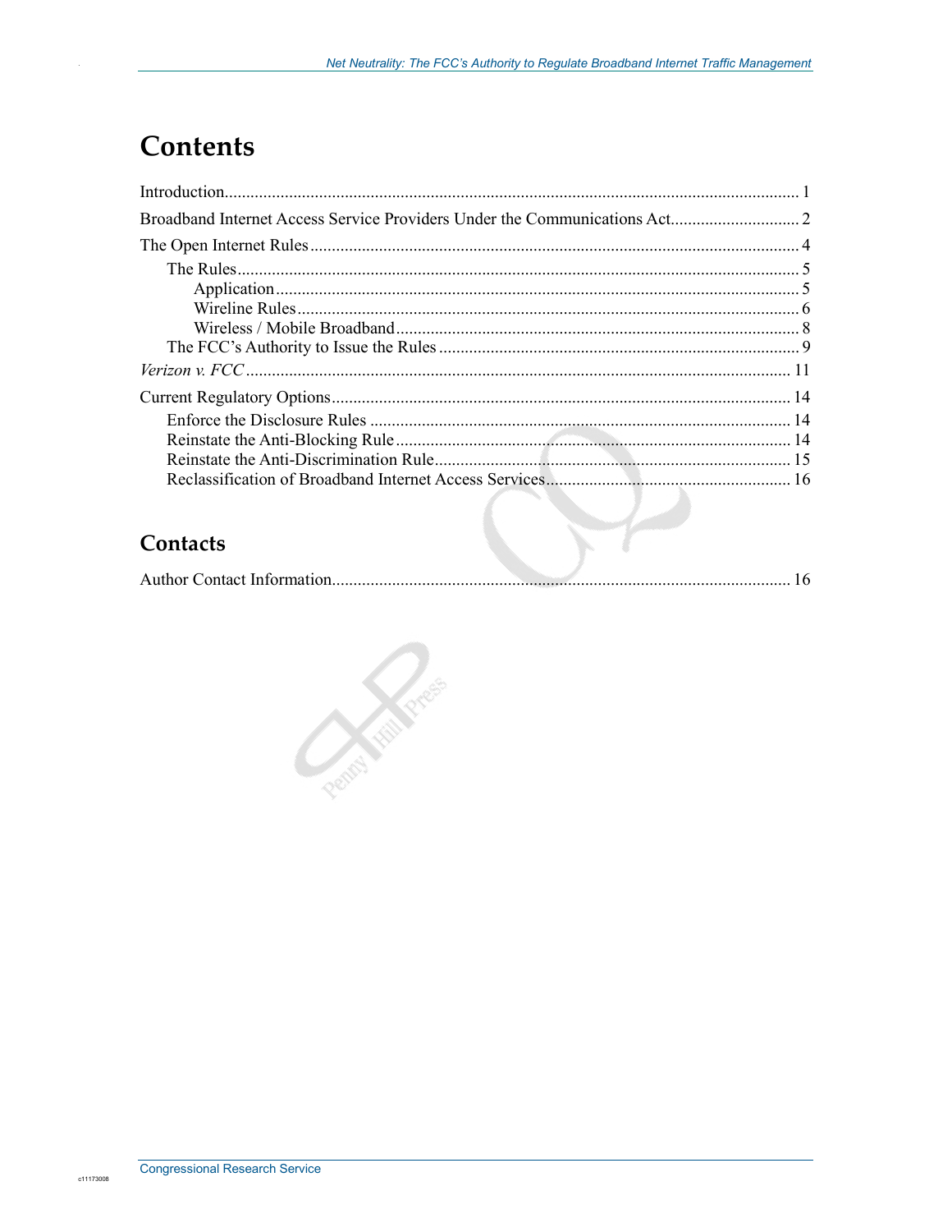# Contents

Introduction ... 1

Broadband Internet Access Service Providers Under the Communications Act ... 2

The Open Internet Rules ... 4

- The Rules ... 5
  - Application ... 5
  - Wireline Rules ... 6
  - Wireless / Mobile Broadband ... 8
- The FCC's Authority to Issue the Rules ... 9

*Verizon v. FCC* ... 11

Current Regulatory Options ... 14

- Enforce the Disclosure Rules ... 14
- Reinstate the Anti-Blocking Rule ... 14
- Reinstate the Anti-Discrimination Rule ... 15
- Reclassification of Broadband Internet Access Services ... 16

## Contacts

Author Contact Information ... 16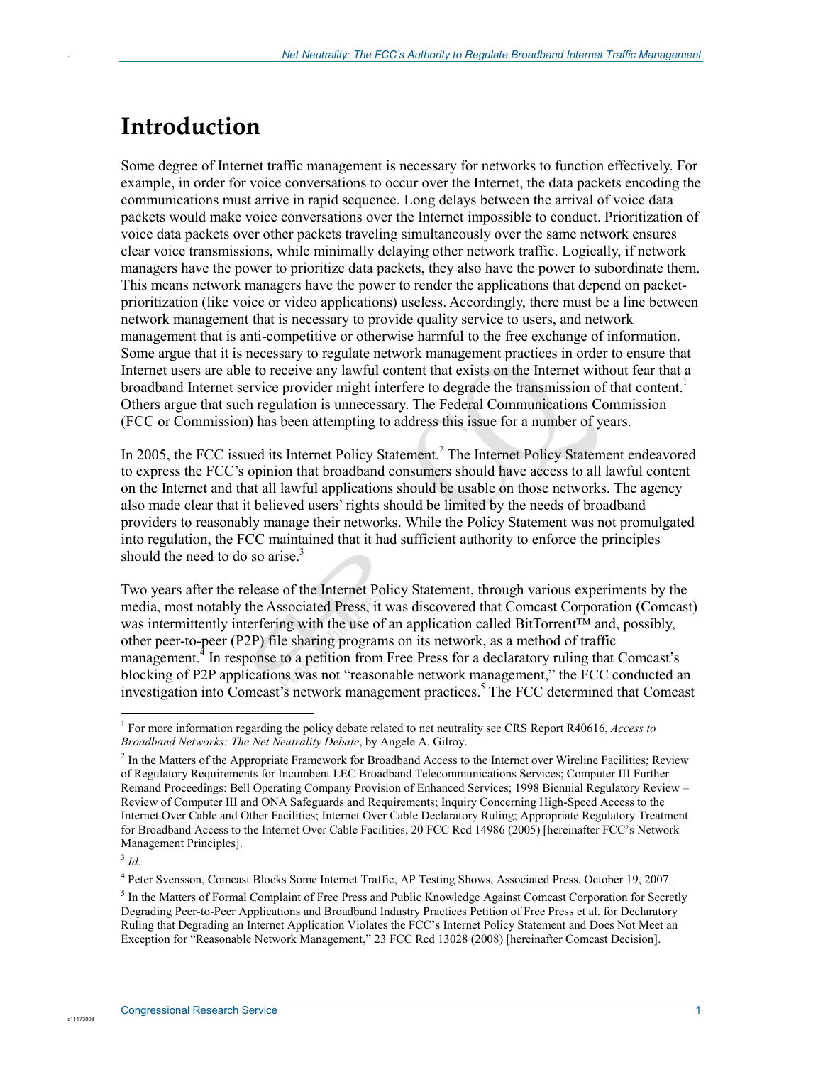# Introduction

Some degree of Internet traffic management is necessary for networks to function effectively. For example, in order for voice conversations to occur over the Internet, the data packets encoding the communications must arrive in rapid sequence. Long delays between the arrival of voice data packets would make voice conversations over the Internet impossible to conduct. Prioritization of voice data packets over other packets traveling simultaneously over the same network ensures clear voice transmissions, while minimally delaying other network traffic. Logically, if network managers have the power to prioritize data packets, they also have the power to subordinate them. This means network managers have the power to render the applications that depend on packet-prioritization (like voice or video applications) useless. Accordingly, there must be a line between network management that is necessary to provide quality service to users, and network management that is anti-competitive or otherwise harmful to the free exchange of information. Some argue that it is necessary to regulate network management practices in order to ensure that Internet users are able to receive any lawful content that exists on the Internet without fear that a broadband Internet service provider might interfere to degrade the transmission of that content.[1] Others argue that such regulation is unnecessary. The Federal Communications Commission (FCC or Commission) has been attempting to address this issue for a number of years.

In 2005, the FCC issued its Internet Policy Statement.[2] The Internet Policy Statement endeavored to express the FCC's opinion that broadband consumers should have access to all lawful content on the Internet and that all lawful applications should be usable on those networks. The agency also made clear that it believed users' rights should be limited by the needs of broadband providers to reasonably manage their networks. While the Policy Statement was not promulgated into regulation, the FCC maintained that it had sufficient authority to enforce the principles should the need to do so arise.[3]

Two years after the release of the Internet Policy Statement, through various experiments by the media, most notably the Associated Press, it was discovered that Comcast Corporation (Comcast) was intermittently interfering with the use of an application called BitTorrent™ and, possibly, other peer-to-peer (P2P) file sharing programs on its network, as a method of traffic management.[4] In response to a petition from Free Press for a declaratory ruling that Comcast's blocking of P2P applications was not "reasonable network management," the FCC conducted an investigation into Comcast's network management practices.[5] The FCC determined that Comcast

---

[1] For more information regarding the policy debate related to net neutrality see CRS Report R40616, *Access to Broadband Networks: The Net Neutrality Debate*, by Angele A. Gilroy.

[2] In the Matters of the Appropriate Framework for Broadband Access to the Internet over Wireline Facilities; Review of Regulatory Requirements for Incumbent LEC Broadband Telecommunications Services; Computer III Further Remand Proceedings: Bell Operating Company Provision of Enhanced Services; 1998 Biennial Regulatory Review – Review of Computer III and ONA Safeguards and Requirements; Inquiry Concerning High-Speed Access to the Internet Over Cable and Other Facilities; Internet Over Cable Declaratory Ruling; Appropriate Regulatory Treatment for Broadband Access to the Internet Over Cable Facilities, 20 FCC Rcd 14986 (2005) [hereinafter FCC's Network Management Principles].

[3] *Id*.

[4] Peter Svensson, Comcast Blocks Some Internet Traffic, AP Testing Shows, Associated Press, October 19, 2007.

[5] In the Matters of Formal Complaint of Free Press and Public Knowledge Against Comcast Corporation for Secretly Degrading Peer-to-Peer Applications and Broadband Industry Practices Petition of Free Press et al. for Declaratory Ruling that Degrading an Internet Application Violates the FCC's Internet Policy Statement and Does Not Meet an Exception for "Reasonable Network Management," 23 FCC Rcd 13028 (2008) [hereinafter Comcast Decision].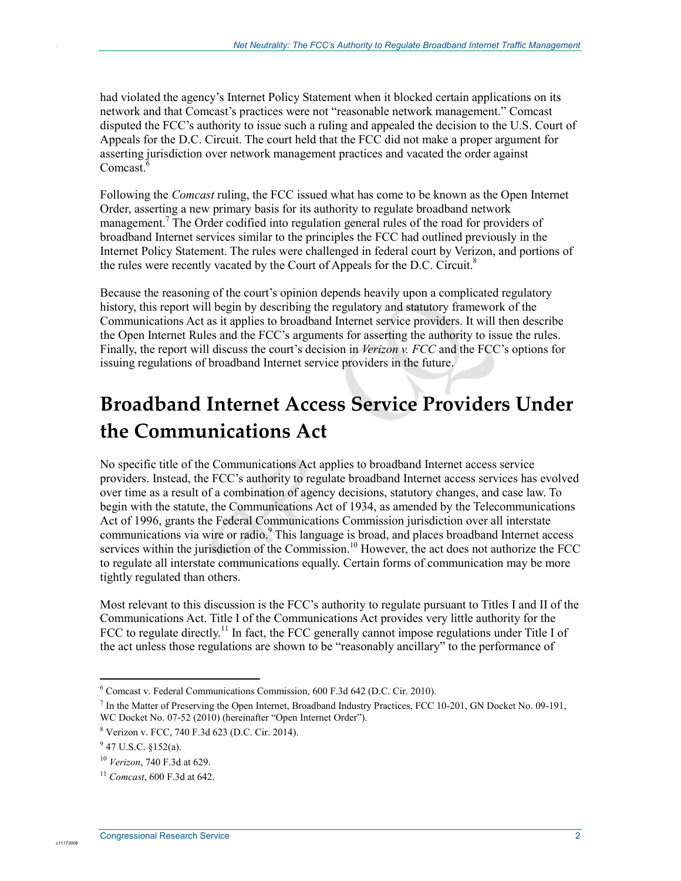had violated the agency's Internet Policy Statement when it blocked certain applications on its network and that Comcast's practices were not "reasonable network management." Comcast disputed the FCC's authority to issue such a ruling and appealed the decision to the U.S. Court of Appeals for the D.C. Circuit. The court held that the FCC did not make a proper argument for asserting jurisdiction over network management practices and vacated the order against Comcast.[6]

Following the *Comcast* ruling, the FCC issued what has come to be known as the Open Internet Order, asserting a new primary basis for its authority to regulate broadband network management.[7] The Order codified into regulation general rules of the road for providers of broadband Internet services similar to the principles the FCC had outlined previously in the Internet Policy Statement. The rules were challenged in federal court by Verizon, and portions of the rules were recently vacated by the Court of Appeals for the D.C. Circuit.[8]

Because the reasoning of the court's opinion depends heavily upon a complicated regulatory history, this report will begin by describing the regulatory and statutory framework of the Communications Act as it applies to broadband Internet service providers. It will then describe the Open Internet Rules and the FCC's arguments for asserting the authority to issue the rules. Finally, the report will discuss the court's decision in *Verizon v. FCC* and the FCC's options for issuing regulations of broadband Internet service providers in the future.

# Broadband Internet Access Service Providers Under the Communications Act

No specific title of the Communications Act applies to broadband Internet access service providers. Instead, the FCC's authority to regulate broadband Internet access services has evolved over time as a result of a combination of agency decisions, statutory changes, and case law. To begin with the statute, the Communications Act of 1934, as amended by the Telecommunications Act of 1996, grants the Federal Communications Commission jurisdiction over all interstate communications via wire or radio.[9] This language is broad, and places broadband Internet access services within the jurisdiction of the Commission.[10] However, the act does not authorize the FCC to regulate all interstate communications equally. Certain forms of communication may be more tightly regulated than others.

Most relevant to this discussion is the FCC's authority to regulate pursuant to Titles I and II of the Communications Act. Title I of the Communications Act provides very little authority for the FCC to regulate directly.[11] In fact, the FCC generally cannot impose regulations under Title I of the act unless those regulations are shown to be "reasonably ancillary" to the performance of

---

[6] Comcast v. Federal Communications Commission, 600 F.3d 642 (D.C. Cir. 2010).

[7] In the Matter of Preserving the Open Internet, Broadband Industry Practices, FCC 10-201, GN Docket No. 09-191, WC Docket No. 07-52 (2010) (hereinafter "Open Internet Order").

[8] Verizon v. FCC, 740 F.3d 623 (D.C. Cir. 2014).

[9] 47 U.S.C. §152(a).

[10] *Verizon*, 740 F.3d at 629.

[11] *Comcast*, 600 F.3d at 642.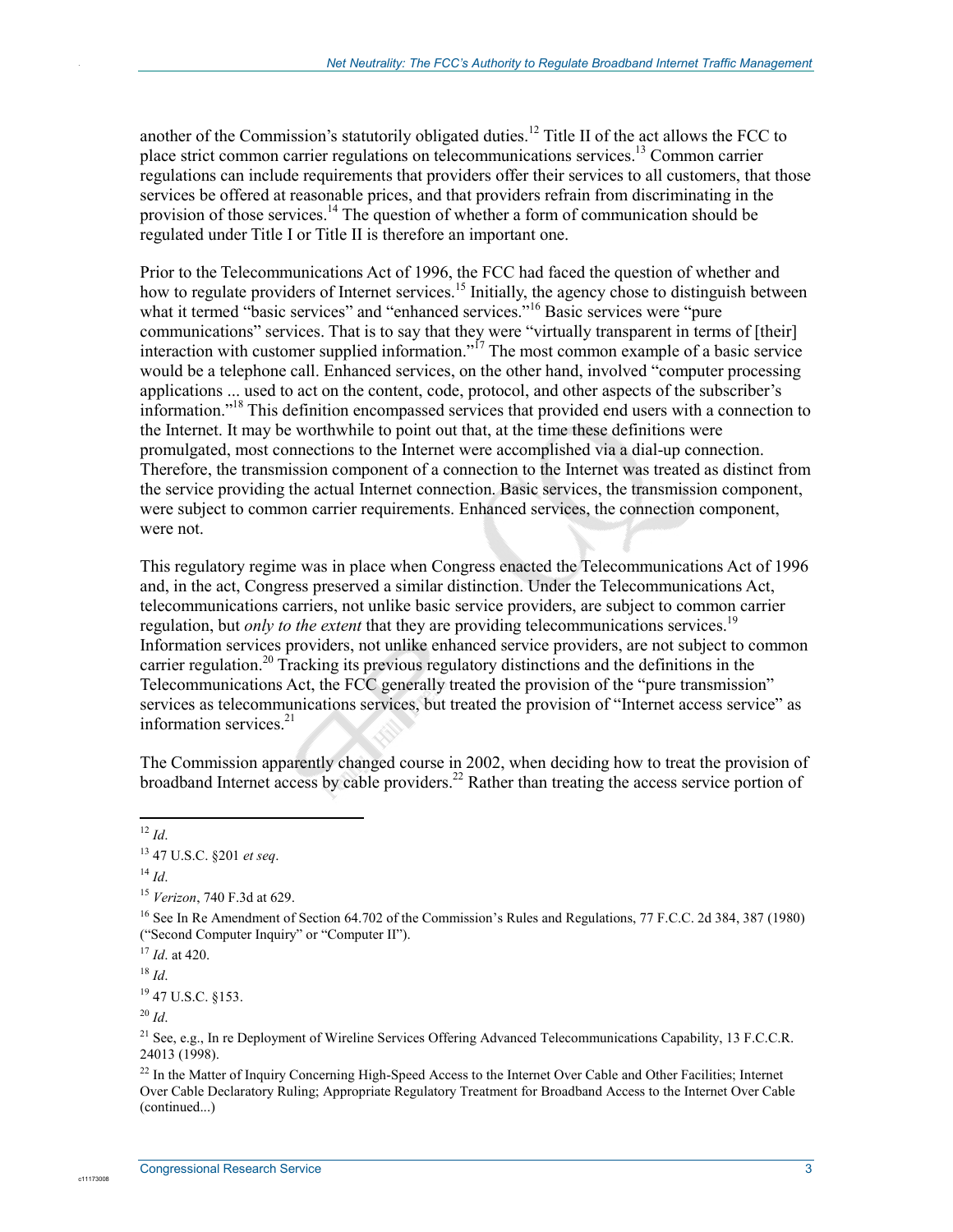another of the Commission's statutorily obligated duties.[12] Title II of the act allows the FCC to place strict common carrier regulations on telecommunications services.[13] Common carrier regulations can include requirements that providers offer their services to all customers, that those services be offered at reasonable prices, and that providers refrain from discriminating in the provision of those services.[14] The question of whether a form of communication should be regulated under Title I or Title II is therefore an important one.

Prior to the Telecommunications Act of 1996, the FCC had faced the question of whether and how to regulate providers of Internet services.[15] Initially, the agency chose to distinguish between what it termed "basic services" and "enhanced services."[16] Basic services were "pure communications" services. That is to say that they were "virtually transparent in terms of [their] interaction with customer supplied information."[17] The most common example of a basic service would be a telephone call. Enhanced services, on the other hand, involved "computer processing applications ... used to act on the content, code, protocol, and other aspects of the subscriber's information."[18] This definition encompassed services that provided end users with a connection to the Internet. It may be worthwhile to point out that, at the time these definitions were promulgated, most connections to the Internet were accomplished via a dial-up connection. Therefore, the transmission component of a connection to the Internet was treated as distinct from the service providing the actual Internet connection. Basic services, the transmission component, were subject to common carrier requirements. Enhanced services, the connection component, were not.

This regulatory regime was in place when Congress enacted the Telecommunications Act of 1996 and, in the act, Congress preserved a similar distinction. Under the Telecommunications Act, telecommunications carriers, not unlike basic service providers, are subject to common carrier regulation, but *only to the extent* that they are providing telecommunications services.[19] Information services providers, not unlike enhanced service providers, are not subject to common carrier regulation.[20] Tracking its previous regulatory distinctions and the definitions in the Telecommunications Act, the FCC generally treated the provision of the "pure transmission" services as telecommunications services, but treated the provision of "Internet access service" as information services.[21]

The Commission apparently changed course in 2002, when deciding how to treat the provision of broadband Internet access by cable providers.[22] Rather than treating the access service portion of

---

[12] *Id*.

[13] 47 U.S.C. §201 *et seq*.

[14] *Id*.

[15] *Verizon*, 740 F.3d at 629.

[16] See In Re Amendment of Section 64.702 of the Commission's Rules and Regulations, 77 F.C.C. 2d 384, 387 (1980) ("Second Computer Inquiry" or "Computer II").

[17] *Id*. at 420.

[18] *Id*.

[19] 47 U.S.C. §153.

[20] *Id*.

[21] See, e.g., In re Deployment of Wireline Services Offering Advanced Telecommunications Capability, 13 F.C.C.R. 24013 (1998).

[22] In the Matter of Inquiry Concerning High-Speed Access to the Internet Over Cable and Other Facilities; Internet Over Cable Declaratory Ruling; Appropriate Regulatory Treatment for Broadband Access to the Internet Over Cable (continued...)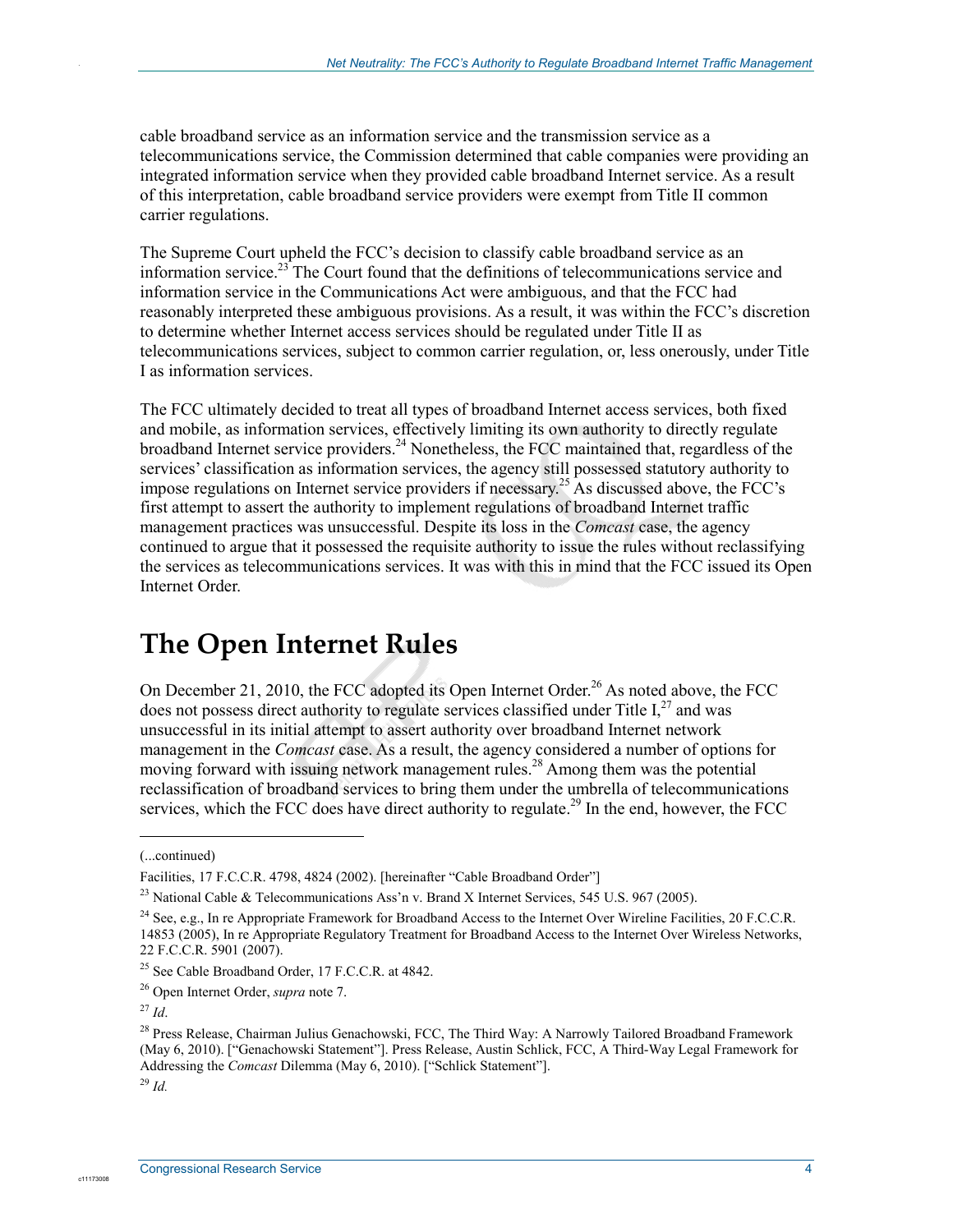cable broadband service as an information service and the transmission service as a telecommunications service, the Commission determined that cable companies were providing an integrated information service when they provided cable broadband Internet service. As a result of this interpretation, cable broadband service providers were exempt from Title II common carrier regulations.

The Supreme Court upheld the FCC's decision to classify cable broadband service as an information service.[23] The Court found that the definitions of telecommunications service and information service in the Communications Act were ambiguous, and that the FCC had reasonably interpreted these ambiguous provisions. As a result, it was within the FCC's discretion to determine whether Internet access services should be regulated under Title II as telecommunications services, subject to common carrier regulation, or, less onerously, under Title I as information services.

The FCC ultimately decided to treat all types of broadband Internet access services, both fixed and mobile, as information services, effectively limiting its own authority to directly regulate broadband Internet service providers.[24] Nonetheless, the FCC maintained that, regardless of the services' classification as information services, the agency still possessed statutory authority to impose regulations on Internet service providers if necessary.[25] As discussed above, the FCC's first attempt to assert the authority to implement regulations of broadband Internet traffic management practices was unsuccessful. Despite its loss in the *Comcast* case, the agency continued to argue that it possessed the requisite authority to issue the rules without reclassifying the services as telecommunications services. It was with this in mind that the FCC issued its Open Internet Order.

## The Open Internet Rules

On December 21, 2010, the FCC adopted its Open Internet Order.[26] As noted above, the FCC does not possess direct authority to regulate services classified under Title I,[27] and was unsuccessful in its initial attempt to assert authority over broadband Internet network management in the *Comcast* case. As a result, the agency considered a number of options for moving forward with issuing network management rules.[28] Among them was the potential reclassification of broadband services to bring them under the umbrella of telecommunications services, which the FCC does have direct authority to regulate.[29] In the end, however, the FCC

---

(...continued)

Facilities, 17 F.C.C.R. 4798, 4824 (2002). [hereinafter "Cable Broadband Order"]

[23] National Cable & Telecommunications Ass'n v. Brand X Internet Services, 545 U.S. 967 (2005).

[24] See, e.g., In re Appropriate Framework for Broadband Access to the Internet Over Wireline Facilities, 20 F.C.C.R. 14853 (2005), In re Appropriate Regulatory Treatment for Broadband Access to the Internet Over Wireless Networks, 22 F.C.C.R. 5901 (2007).

[25] See Cable Broadband Order, 17 F.C.C.R. at 4842.

[26] Open Internet Order, *supra* note 7.

[27] *Id*.

[28] Press Release, Chairman Julius Genachowski, FCC, The Third Way: A Narrowly Tailored Broadband Framework (May 6, 2010). ["Genachowski Statement"]. Press Release, Austin Schlick, FCC, A Third-Way Legal Framework for Addressing the *Comcast* Dilemma (May 6, 2010). ["Schlick Statement"].

[29] *Id.*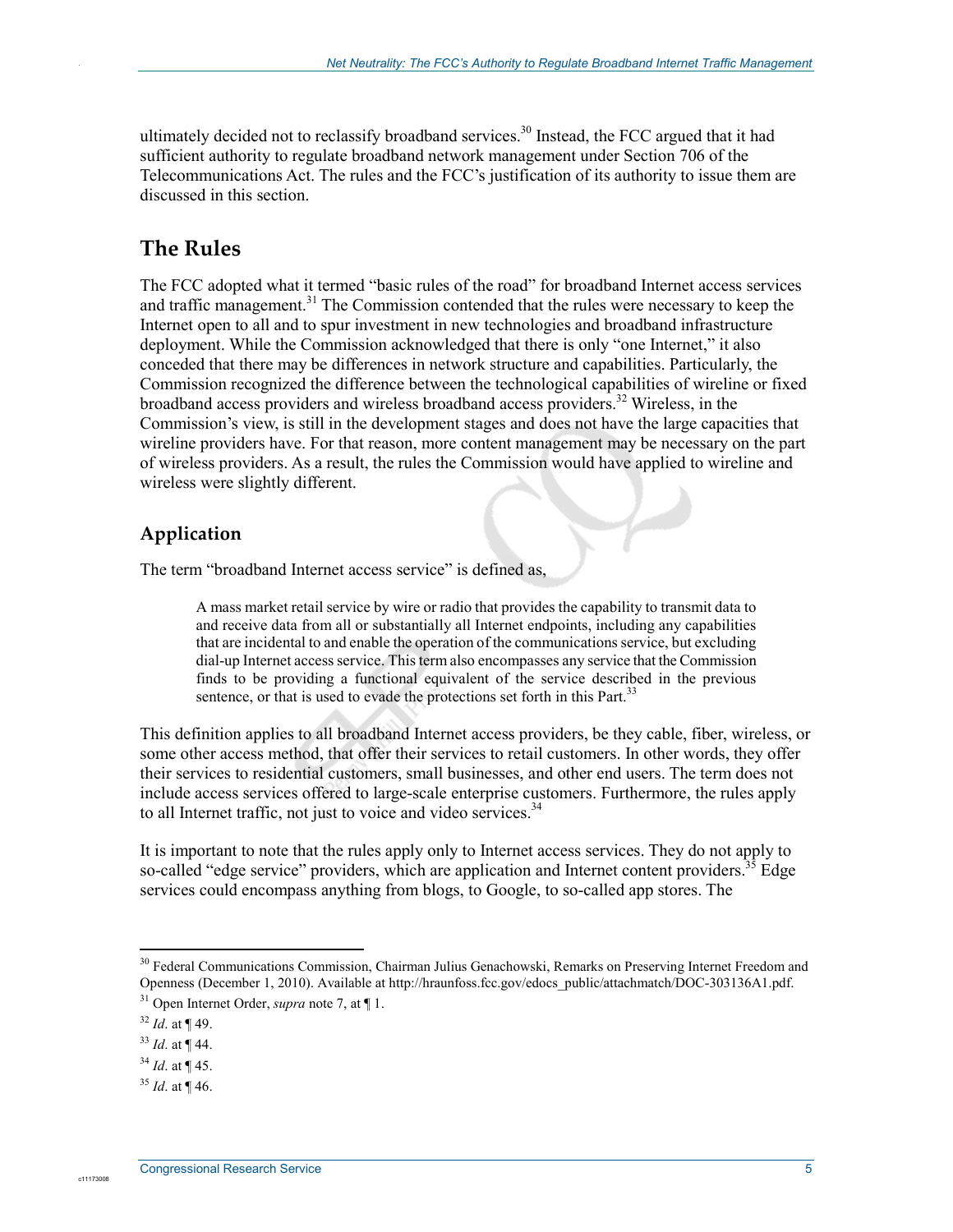ultimately decided not to reclassify broadband services.[30] Instead, the FCC argued that it had sufficient authority to regulate broadband network management under Section 706 of the Telecommunications Act. The rules and the FCC's justification of its authority to issue them are discussed in this section.

## The Rules

The FCC adopted what it termed "basic rules of the road" for broadband Internet access services and traffic management.[31] The Commission contended that the rules were necessary to keep the Internet open to all and to spur investment in new technologies and broadband infrastructure deployment. While the Commission acknowledged that there is only "one Internet," it also conceded that there may be differences in network structure and capabilities. Particularly, the Commission recognized the difference between the technological capabilities of wireline or fixed broadband access providers and wireless broadband access providers.[32] Wireless, in the Commission's view, is still in the development stages and does not have the large capacities that wireline providers have. For that reason, more content management may be necessary on the part of wireless providers. As a result, the rules the Commission would have applied to wireline and wireless were slightly different.

### Application

The term "broadband Internet access service" is defined as,

> A mass market retail service by wire or radio that provides the capability to transmit data to and receive data from all or substantially all Internet endpoints, including any capabilities that are incidental to and enable the operation of the communications service, but excluding dial-up Internet access service. This term also encompasses any service that the Commission finds to be providing a functional equivalent of the service described in the previous sentence, or that is used to evade the protections set forth in this Part.[33]

This definition applies to all broadband Internet access providers, be they cable, fiber, wireless, or some other access method, that offer their services to retail customers. In other words, they offer their services to residential customers, small businesses, and other end users. The term does not include access services offered to large-scale enterprise customers. Furthermore, the rules apply to all Internet traffic, not just to voice and video services.[34]

It is important to note that the rules apply only to Internet access services. They do not apply to so-called "edge service" providers, which are application and Internet content providers.[35] Edge services could encompass anything from blogs, to Google, to so-called app stores. The

---

[30] Federal Communications Commission, Chairman Julius Genachowski, Remarks on Preserving Internet Freedom and Openness (December 1, 2010). Available at http://hraunfoss.fcc.gov/edocs_public/attachmatch/DOC-303136A1.pdf.

[31] Open Internet Order, *supra* note 7, at ¶ 1.

[32] *Id*. at ¶ 49.

[33] *Id*. at ¶ 44.

[34] *Id*. at ¶ 45.

[35] *Id*. at ¶ 46.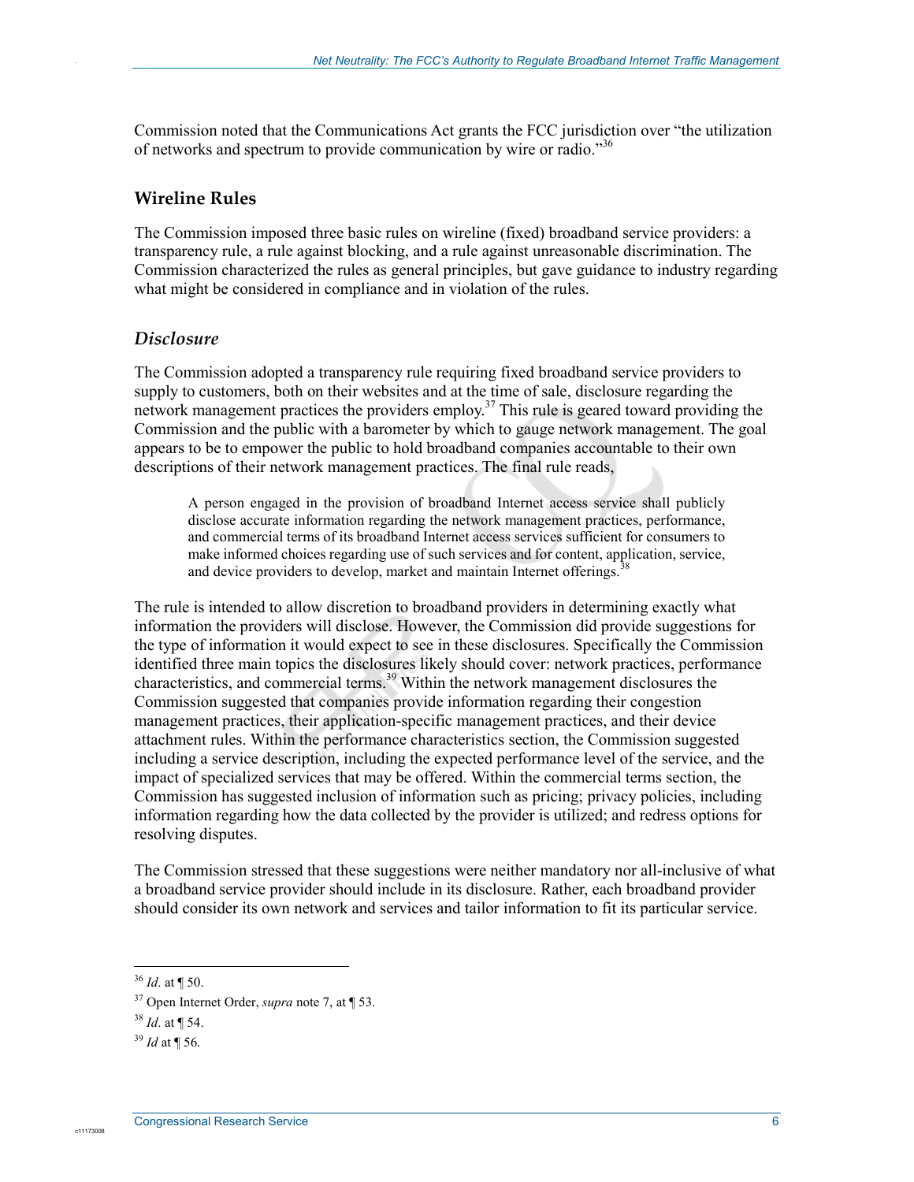Commission noted that the Communications Act grants the FCC jurisdiction over "the utilization of networks and spectrum to provide communication by wire or radio."[36]

## Wireline Rules

The Commission imposed three basic rules on wireline (fixed) broadband service providers: a transparency rule, a rule against blocking, and a rule against unreasonable discrimination. The Commission characterized the rules as general principles, but gave guidance to industry regarding what might be considered in compliance and in violation of the rules.

### *Disclosure*

The Commission adopted a transparency rule requiring fixed broadband service providers to supply to customers, both on their websites and at the time of sale, disclosure regarding the network management practices the providers employ.[37] This rule is geared toward providing the Commission and the public with a barometer by which to gauge network management. The goal appears to be to empower the public to hold broadband companies accountable to their own descriptions of their network management practices. The final rule reads,

> A person engaged in the provision of broadband Internet access service shall publicly disclose accurate information regarding the network management practices, performance, and commercial terms of its broadband Internet access services sufficient for consumers to make informed choices regarding use of such services and for content, application, service, and device providers to develop, market and maintain Internet offerings.[38]

The rule is intended to allow discretion to broadband providers in determining exactly what information the providers will disclose. However, the Commission did provide suggestions for the type of information it would expect to see in these disclosures. Specifically the Commission identified three main topics the disclosures likely should cover: network practices, performance characteristics, and commercial terms.[39] Within the network management disclosures the Commission suggested that companies provide information regarding their congestion management practices, their application-specific management practices, and their device attachment rules. Within the performance characteristics section, the Commission suggested including a service description, including the expected performance level of the service, and the impact of specialized services that may be offered. Within the commercial terms section, the Commission has suggested inclusion of information such as pricing; privacy policies, including information regarding how the data collected by the provider is utilized; and redress options for resolving disputes.

The Commission stressed that these suggestions were neither mandatory nor all-inclusive of what a broadband service provider should include in its disclosure. Rather, each broadband provider should consider its own network and services and tailor information to fit its particular service.

---

[36] *Id*. at ¶ 50.

[37] Open Internet Order, *supra* note 7, at ¶ 53.

[38] *Id*. at ¶ 54.

[39] *Id* at ¶ 56.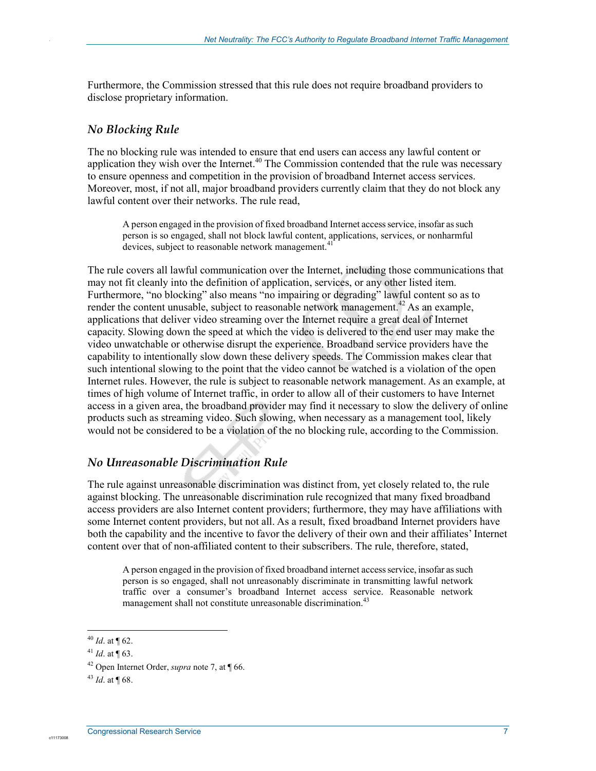Furthermore, the Commission stressed that this rule does not require broadband providers to disclose proprietary information.

### *No Blocking Rule*

The no blocking rule was intended to ensure that end users can access any lawful content or application they wish over the Internet.[40] The Commission contended that the rule was necessary to ensure openness and competition in the provision of broadband Internet access services. Moreover, most, if not all, major broadband providers currently claim that they do not block any lawful content over their networks. The rule read,

> A person engaged in the provision of fixed broadband Internet access service, insofar as such person is so engaged, shall not block lawful content, applications, services, or nonharmful devices, subject to reasonable network management.[41]

The rule covers all lawful communication over the Internet, including those communications that may not fit cleanly into the definition of application, services, or any other listed item. Furthermore, "no blocking" also means "no impairing or degrading" lawful content so as to render the content unusable, subject to reasonable network management.[42] As an example, applications that deliver video streaming over the Internet require a great deal of Internet capacity. Slowing down the speed at which the video is delivered to the end user may make the video unwatchable or otherwise disrupt the experience. Broadband service providers have the capability to intentionally slow down these delivery speeds. The Commission makes clear that such intentional slowing to the point that the video cannot be watched is a violation of the open Internet rules. However, the rule is subject to reasonable network management. As an example, at times of high volume of Internet traffic, in order to allow all of their customers to have Internet access in a given area, the broadband provider may find it necessary to slow the delivery of online products such as streaming video. Such slowing, when necessary as a management tool, likely would not be considered to be a violation of the no blocking rule, according to the Commission.

### *No Unreasonable Discrimination Rule*

The rule against unreasonable discrimination was distinct from, yet closely related to, the rule against blocking. The unreasonable discrimination rule recognized that many fixed broadband access providers are also Internet content providers; furthermore, they may have affiliations with some Internet content providers, but not all. As a result, fixed broadband Internet providers have both the capability and the incentive to favor the delivery of their own and their affiliates' Internet content over that of non-affiliated content to their subscribers. The rule, therefore, stated,

> A person engaged in the provision of fixed broadband internet access service, insofar as such person is so engaged, shall not unreasonably discriminate in transmitting lawful network traffic over a consumer's broadband Internet access service. Reasonable network management shall not constitute unreasonable discrimination.[43]

---

[40] *Id*. at ¶ 62.

[41] *Id*. at ¶ 63.

[42] Open Internet Order, *supra* note 7, at ¶ 66.

[43] *Id*. at ¶ 68.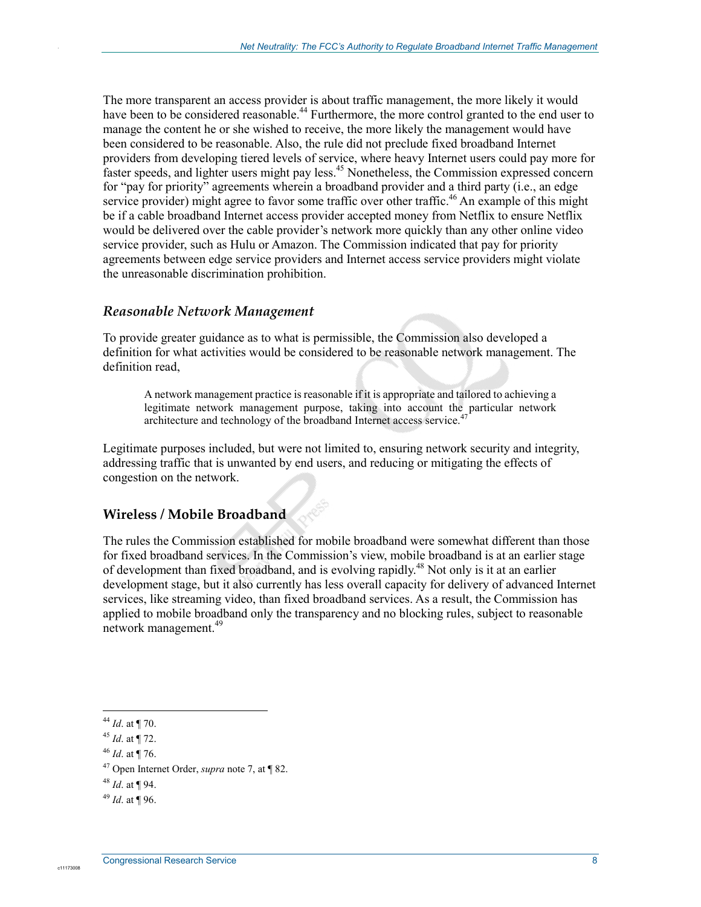The more transparent an access provider is about traffic management, the more likely it would have been to be considered reasonable.[44] Furthermore, the more control granted to the end user to manage the content he or she wished to receive, the more likely the management would have been considered to be reasonable. Also, the rule did not preclude fixed broadband Internet providers from developing tiered levels of service, where heavy Internet users could pay more for faster speeds, and lighter users might pay less.[45] Nonetheless, the Commission expressed concern for "pay for priority" agreements wherein a broadband provider and a third party (i.e., an edge service provider) might agree to favor some traffic over other traffic.[46] An example of this might be if a cable broadband Internet access provider accepted money from Netflix to ensure Netflix would be delivered over the cable provider's network more quickly than any other online video service provider, such as Hulu or Amazon. The Commission indicated that pay for priority agreements between edge service providers and Internet access service providers might violate the unreasonable discrimination prohibition.

### *Reasonable Network Management*

To provide greater guidance as to what is permissible, the Commission also developed a definition for what activities would be considered to be reasonable network management. The definition read,

> A network management practice is reasonable if it is appropriate and tailored to achieving a legitimate network management purpose, taking into account the particular network architecture and technology of the broadband Internet access service.[47]

Legitimate purposes included, but were not limited to, ensuring network security and integrity, addressing traffic that is unwanted by end users, and reducing or mitigating the effects of congestion on the network.

## Wireless / Mobile Broadband

The rules the Commission established for mobile broadband were somewhat different than those for fixed broadband services. In the Commission's view, mobile broadband is at an earlier stage of development than fixed broadband, and is evolving rapidly.[48] Not only is it at an earlier development stage, but it also currently has less overall capacity for delivery of advanced Internet services, like streaming video, than fixed broadband services. As a result, the Commission has applied to mobile broadband only the transparency and no blocking rules, subject to reasonable network management.[49]

---

[44] *Id*. at ¶ 70.

[45] *Id*. at ¶ 72.

[46] *Id*. at ¶ 76.

[47] Open Internet Order, *supra* note 7, at ¶ 82.

[48] *Id*. at ¶ 94.

[49] *Id*. at ¶ 96.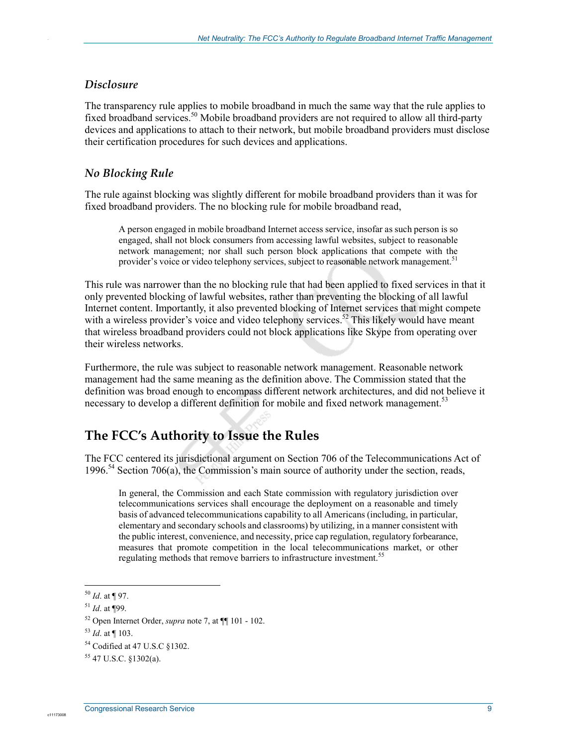### *Disclosure*

The transparency rule applies to mobile broadband in much the same way that the rule applies to fixed broadband services.[50] Mobile broadband providers are not required to allow all third-party devices and applications to attach to their network, but mobile broadband providers must disclose their certification procedures for such devices and applications.

### *No Blocking Rule*

The rule against blocking was slightly different for mobile broadband providers than it was for fixed broadband providers. The no blocking rule for mobile broadband read,

> A person engaged in mobile broadband Internet access service, insofar as such person is so engaged, shall not block consumers from accessing lawful websites, subject to reasonable network management; nor shall such person block applications that compete with the provider's voice or video telephony services, subject to reasonable network management.[51]

This rule was narrower than the no blocking rule that had been applied to fixed services in that it only prevented blocking of lawful websites, rather than preventing the blocking of all lawful Internet content. Importantly, it also prevented blocking of Internet services that might compete with a wireless provider's voice and video telephony services.[52] This likely would have meant that wireless broadband providers could not block applications like Skype from operating over their wireless networks.

Furthermore, the rule was subject to reasonable network management. Reasonable network management had the same meaning as the definition above. The Commission stated that the definition was broad enough to encompass different network architectures, and did not believe it necessary to develop a different definition for mobile and fixed network management.[53]

## The FCC's Authority to Issue the Rules

The FCC centered its jurisdictional argument on Section 706 of the Telecommunications Act of 1996.[54] Section 706(a), the Commission's main source of authority under the section, reads,

> In general, the Commission and each State commission with regulatory jurisdiction over telecommunications services shall encourage the deployment on a reasonable and timely basis of advanced telecommunications capability to all Americans (including, in particular, elementary and secondary schools and classrooms) by utilizing, in a manner consistent with the public interest, convenience, and necessity, price cap regulation, regulatory forbearance, measures that promote competition in the local telecommunications market, or other regulating methods that remove barriers to infrastructure investment.[55]

---

[50] *Id*. at ¶ 97.

[51] *Id*. at ¶99.

[52] Open Internet Order, *supra* note 7, at ¶¶ 101 - 102.

[53] *Id*. at ¶ 103.

[54] Codified at 47 U.S.C §1302.

[55] 47 U.S.C. §1302(a).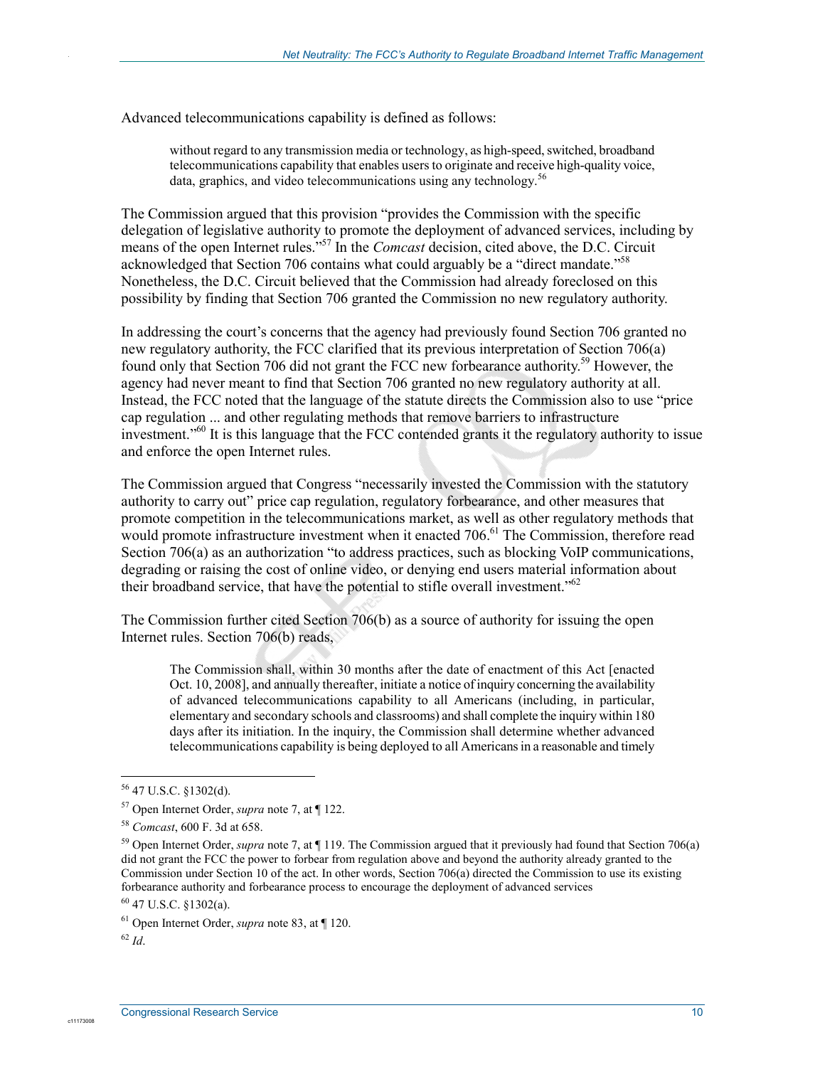Advanced telecommunications capability is defined as follows:

> without regard to any transmission media or technology, as high-speed, switched, broadband telecommunications capability that enables users to originate and receive high-quality voice, data, graphics, and video telecommunications using any technology.[56]

The Commission argued that this provision "provides the Commission with the specific delegation of legislative authority to promote the deployment of advanced services, including by means of the open Internet rules."[57] In the *Comcast* decision, cited above, the D.C. Circuit acknowledged that Section 706 contains what could arguably be a "direct mandate."[58] Nonetheless, the D.C. Circuit believed that the Commission had already foreclosed on this possibility by finding that Section 706 granted the Commission no new regulatory authority.

In addressing the court's concerns that the agency had previously found Section 706 granted no new regulatory authority, the FCC clarified that its previous interpretation of Section 706(a) found only that Section 706 did not grant the FCC new forbearance authority.[59] However, the agency had never meant to find that Section 706 granted no new regulatory authority at all. Instead, the FCC noted that the language of the statute directs the Commission also to use "price cap regulation ... and other regulating methods that remove barriers to infrastructure investment."[60] It is this language that the FCC contended grants it the regulatory authority to issue and enforce the open Internet rules.

The Commission argued that Congress "necessarily invested the Commission with the statutory authority to carry out" price cap regulation, regulatory forbearance, and other measures that promote competition in the telecommunications market, as well as other regulatory methods that would promote infrastructure investment when it enacted 706.[61] The Commission, therefore read Section 706(a) as an authorization "to address practices, such as blocking VoIP communications, degrading or raising the cost of online video, or denying end users material information about their broadband service, that have the potential to stifle overall investment."[62]

The Commission further cited Section 706(b) as a source of authority for issuing the open Internet rules. Section 706(b) reads,

> The Commission shall, within 30 months after the date of enactment of this Act [enacted Oct. 10, 2008], and annually thereafter, initiate a notice of inquiry concerning the availability of advanced telecommunications capability to all Americans (including, in particular, elementary and secondary schools and classrooms) and shall complete the inquiry within 180 days after its initiation. In the inquiry, the Commission shall determine whether advanced telecommunications capability is being deployed to all Americans in a reasonable and timely

---

[56] 47 U.S.C. §1302(d).

[57] Open Internet Order, *supra* note 7, at ¶ 122.

[58] *Comcast*, 600 F. 3d at 658.

[59] Open Internet Order, *supra* note 7, at ¶ 119. The Commission argued that it previously had found that Section 706(a) did not grant the FCC the power to forbear from regulation above and beyond the authority already granted to the Commission under Section 10 of the act. In other words, Section 706(a) directed the Commission to use its existing forbearance authority and forbearance process to encourage the deployment of advanced services

[60] 47 U.S.C. §1302(a).

[61] Open Internet Order, *supra* note 83, at ¶ 120.

[62] *Id*.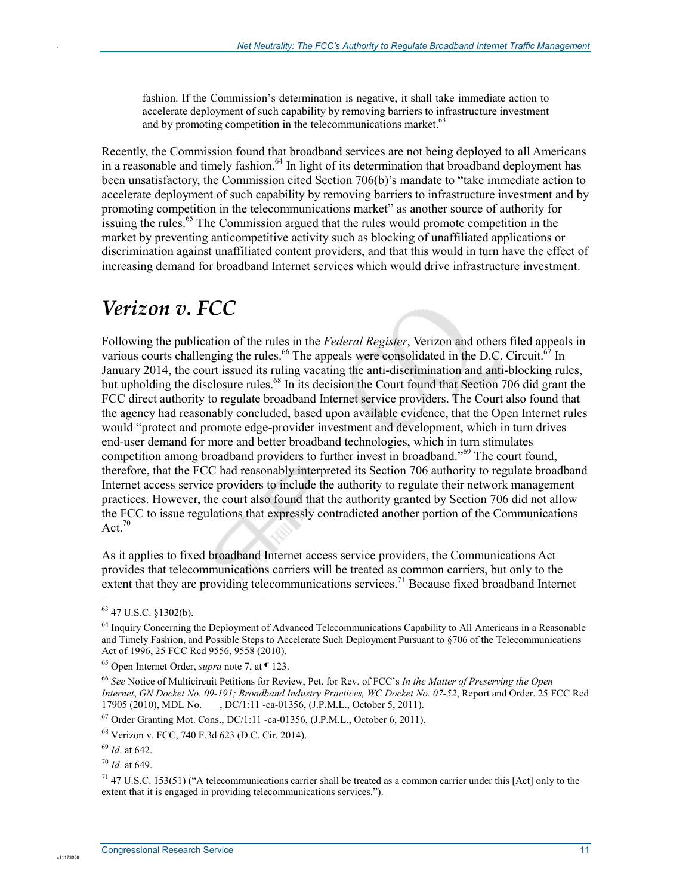fashion. If the Commission's determination is negative, it shall take immediate action to accelerate deployment of such capability by removing barriers to infrastructure investment and by promoting competition in the telecommunications market.[63]

Recently, the Commission found that broadband services are not being deployed to all Americans in a reasonable and timely fashion.[64] In light of its determination that broadband deployment has been unsatisfactory, the Commission cited Section 706(b)'s mandate to "take immediate action to accelerate deployment of such capability by removing barriers to infrastructure investment and by promoting competition in the telecommunications market" as another source of authority for issuing the rules.[65] The Commission argued that the rules would promote competition in the market by preventing anticompetitive activity such as blocking of unaffiliated applications or discrimination against unaffiliated content providers, and that this would in turn have the effect of increasing demand for broadband Internet services which would drive infrastructure investment.

## *Verizon v. FCC*

Following the publication of the rules in the *Federal Register*, Verizon and others filed appeals in various courts challenging the rules.[66] The appeals were consolidated in the D.C. Circuit.[67] In January 2014, the court issued its ruling vacating the anti-discrimination and anti-blocking rules, but upholding the disclosure rules.[68] In its decision the Court found that Section 706 did grant the FCC direct authority to regulate broadband Internet service providers. The Court also found that the agency had reasonably concluded, based upon available evidence, that the Open Internet rules would "protect and promote edge-provider investment and development, which in turn drives end-user demand for more and better broadband technologies, which in turn stimulates competition among broadband providers to further invest in broadband."[69] The court found, therefore, that the FCC had reasonably interpreted its Section 706 authority to regulate broadband Internet access service providers to include the authority to regulate their network management practices. However, the court also found that the authority granted by Section 706 did not allow the FCC to issue regulations that expressly contradicted another portion of the Communications Act.[70]

As it applies to fixed broadband Internet access service providers, the Communications Act provides that telecommunications carriers will be treated as common carriers, but only to the extent that they are providing telecommunications services.[71] Because fixed broadband Internet

---

[63] 47 U.S.C. §1302(b).

[64] Inquiry Concerning the Deployment of Advanced Telecommunications Capability to All Americans in a Reasonable and Timely Fashion, and Possible Steps to Accelerate Such Deployment Pursuant to §706 of the Telecommunications Act of 1996, 25 FCC Rcd 9556, 9558 (2010).

[65] Open Internet Order, *supra* note 7, at ¶ 123.

[66] *See* Notice of Multicircuit Petitions for Review, Pet. for Rev. of FCC's *In the Matter of Preserving the Open Internet*, *GN Docket No. 09-191; Broadband Industry Practices, WC Docket No. 07-52*, Report and Order. 25 FCC Rcd 17905 (2010), MDL No. ___, DC/1:11 -ca-01356, (J.P.M.L., October 5, 2011).

[67] Order Granting Mot. Cons., DC/1:11 -ca-01356, (J.P.M.L., October 6, 2011).

[68] Verizon v. FCC, 740 F.3d 623 (D.C. Cir. 2014).

[69] *Id*. at 642.

[70] *Id*. at 649.

[71] 47 U.S.C. 153(51) ("A telecommunications carrier shall be treated as a common carrier under this [Act] only to the extent that it is engaged in providing telecommunications services.").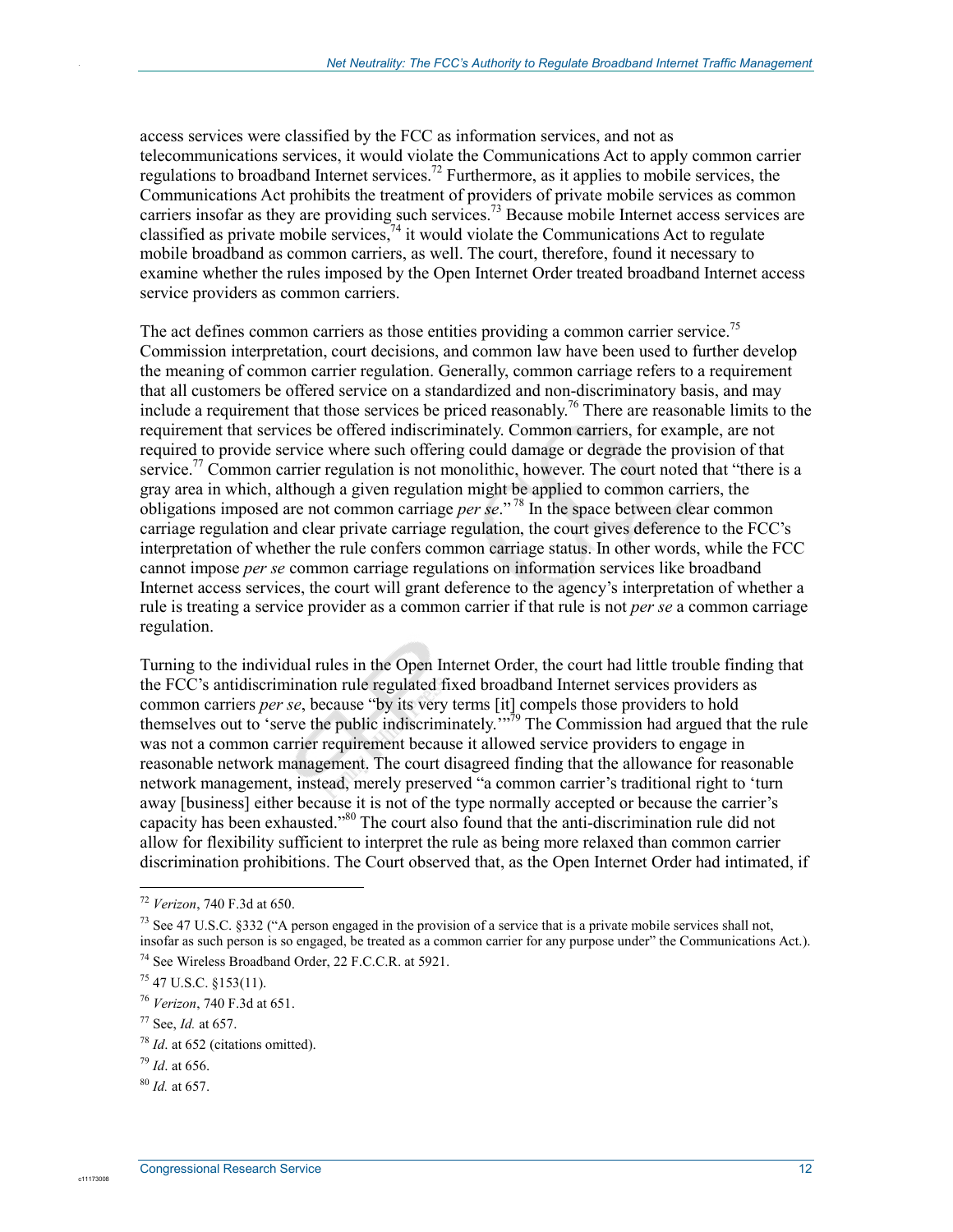access services were classified by the FCC as information services, and not as telecommunications services, it would violate the Communications Act to apply common carrier regulations to broadband Internet services.[72] Furthermore, as it applies to mobile services, the Communications Act prohibits the treatment of providers of private mobile services as common carriers insofar as they are providing such services.[73] Because mobile Internet access services are classified as private mobile services,[74] it would violate the Communications Act to regulate mobile broadband as common carriers, as well. The court, therefore, found it necessary to examine whether the rules imposed by the Open Internet Order treated broadband Internet access service providers as common carriers.

The act defines common carriers as those entities providing a common carrier service.[75] Commission interpretation, court decisions, and common law have been used to further develop the meaning of common carrier regulation. Generally, common carriage refers to a requirement that all customers be offered service on a standardized and non-discriminatory basis, and may include a requirement that those services be priced reasonably.[76] There are reasonable limits to the requirement that services be offered indiscriminately. Common carriers, for example, are not required to provide service where such offering could damage or degrade the provision of that service.[77] Common carrier regulation is not monolithic, however. The court noted that "there is a gray area in which, although a given regulation might be applied to common carriers, the obligations imposed are not common carriage *per se*."[78] In the space between clear common carriage regulation and clear private carriage regulation, the court gives deference to the FCC's interpretation of whether the rule confers common carriage status. In other words, while the FCC cannot impose *per se* common carriage regulations on information services like broadband Internet access services, the court will grant deference to the agency's interpretation of whether a rule is treating a service provider as a common carrier if that rule is not *per se* a common carriage regulation.

Turning to the individual rules in the Open Internet Order, the court had little trouble finding that the FCC's antidiscrimination rule regulated fixed broadband Internet services providers as common carriers *per se*, because "by its very terms [it] compels those providers to hold themselves out to 'serve the public indiscriminately.'"[79] The Commission had argued that the rule was not a common carrier requirement because it allowed service providers to engage in reasonable network management. The court disagreed finding that the allowance for reasonable network management, instead, merely preserved "a common carrier's traditional right to 'turn away [business] either because it is not of the type normally accepted or because the carrier's capacity has been exhausted."[80] The court also found that the anti-discrimination rule did not allow for flexibility sufficient to interpret the rule as being more relaxed than common carrier discrimination prohibitions. The Court observed that, as the Open Internet Order had intimated, if

---

[72] *Verizon*, 740 F.3d at 650.

[73] See 47 U.S.C. §332 ("A person engaged in the provision of a service that is a private mobile services shall not, insofar as such person is so engaged, be treated as a common carrier for any purpose under" the Communications Act.).

[74] See Wireless Broadband Order, 22 F.C.C.R. at 5921.

[75] 47 U.S.C. §153(11).

[76] *Verizon*, 740 F.3d at 651.

[77] See, *Id.* at 657.

[78] *Id*. at 652 (citations omitted).

[79] *Id*. at 656.

[80] *Id.* at 657.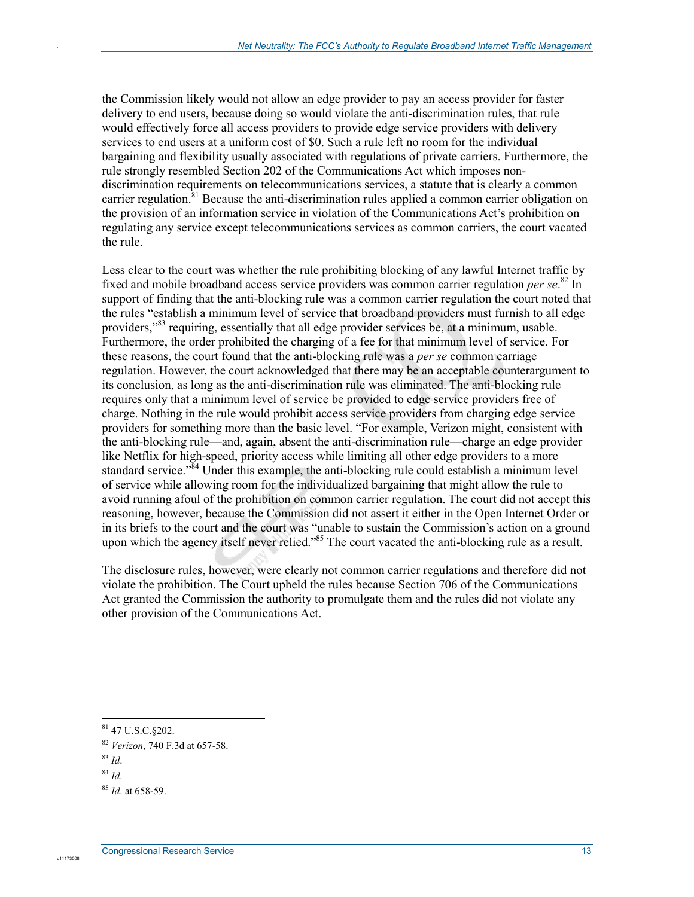the Commission likely would not allow an edge provider to pay an access provider for faster delivery to end users, because doing so would violate the anti-discrimination rules, that rule would effectively force all access providers to provide edge service providers with delivery services to end users at a uniform cost of $0. Such a rule left no room for the individual bargaining and flexibility usually associated with regulations of private carriers. Furthermore, the rule strongly resembled Section 202 of the Communications Act which imposes non-discrimination requirements on telecommunications services, a statute that is clearly a common carrier regulation.[81] Because the anti-discrimination rules applied a common carrier obligation on the provision of an information service in violation of the Communications Act's prohibition on regulating any service except telecommunications services as common carriers, the court vacated the rule.

Less clear to the court was whether the rule prohibiting blocking of any lawful Internet traffic by fixed and mobile broadband access service providers was common carrier regulation *per se*.[82] In support of finding that the anti-blocking rule was a common carrier regulation the court noted that the rules "establish a minimum level of service that broadband providers must furnish to all edge providers,"[83] requiring, essentially that all edge provider services be, at a minimum, usable. Furthermore, the order prohibited the charging of a fee for that minimum level of service. For these reasons, the court found that the anti-blocking rule was a *per se* common carriage regulation. However, the court acknowledged that there may be an acceptable counterargument to its conclusion, as long as the anti-discrimination rule was eliminated. The anti-blocking rule requires only that a minimum level of service be provided to edge service providers free of charge. Nothing in the rule would prohibit access service providers from charging edge service providers for something more than the basic level. "For example, Verizon might, consistent with the anti-blocking rule—and, again, absent the anti-discrimination rule—charge an edge provider like Netflix for high-speed, priority access while limiting all other edge providers to a more standard service."[84] Under this example, the anti-blocking rule could establish a minimum level of service while allowing room for the individualized bargaining that might allow the rule to avoid running afoul of the prohibition on common carrier regulation. The court did not accept this reasoning, however, because the Commission did not assert it either in the Open Internet Order or in its briefs to the court and the court was "unable to sustain the Commission's action on a ground upon which the agency itself never relied."[85] The court vacated the anti-blocking rule as a result.

The disclosure rules, however, were clearly not common carrier regulations and therefore did not violate the prohibition. The Court upheld the rules because Section 706 of the Communications Act granted the Commission the authority to promulgate them and the rules did not violate any other provision of the Communications Act.

---

[81] 47 U.S.C.§202.

[82] *Verizon*, 740 F.3d at 657-58.

[83] *Id.*

[84] *Id.*

[85] *Id.* at 658-59.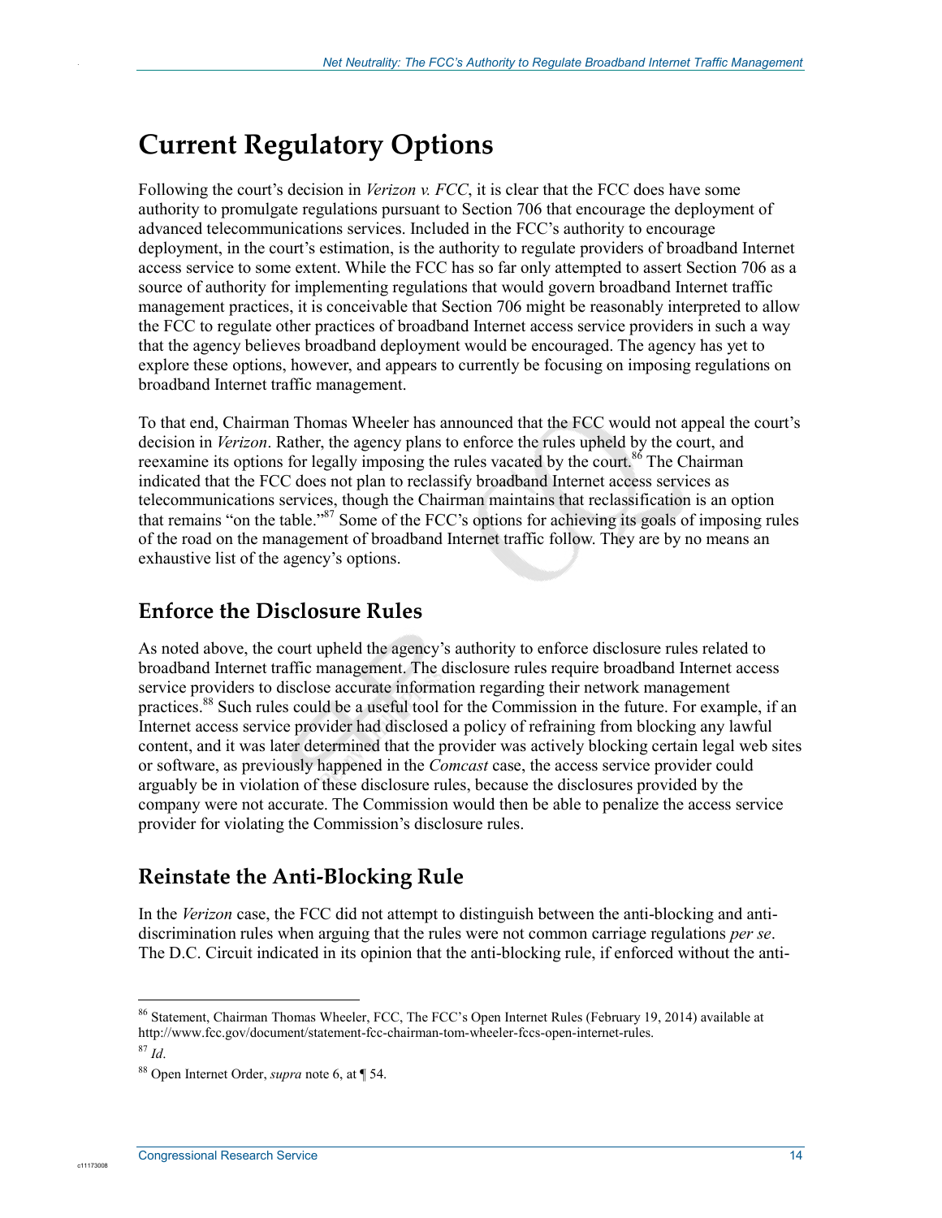# Current Regulatory Options

Following the court's decision in *Verizon v. FCC*, it is clear that the FCC does have some authority to promulgate regulations pursuant to Section 706 that encourage the deployment of advanced telecommunications services. Included in the FCC's authority to encourage deployment, in the court's estimation, is the authority to regulate providers of broadband Internet access service to some extent. While the FCC has so far only attempted to assert Section 706 as a source of authority for implementing regulations that would govern broadband Internet traffic management practices, it is conceivable that Section 706 might be reasonably interpreted to allow the FCC to regulate other practices of broadband Internet access service providers in such a way that the agency believes broadband deployment would be encouraged. The agency has yet to explore these options, however, and appears to currently be focusing on imposing regulations on broadband Internet traffic management.

To that end, Chairman Thomas Wheeler has announced that the FCC would not appeal the court's decision in *Verizon*. Rather, the agency plans to enforce the rules upheld by the court, and reexamine its options for legally imposing the rules vacated by the court.[86] The Chairman indicated that the FCC does not plan to reclassify broadband Internet access services as telecommunications services, though the Chairman maintains that reclassification is an option that remains "on the table."[87] Some of the FCC's options for achieving its goals of imposing rules of the road on the management of broadband Internet traffic follow. They are by no means an exhaustive list of the agency's options.

## Enforce the Disclosure Rules

As noted above, the court upheld the agency's authority to enforce disclosure rules related to broadband Internet traffic management. The disclosure rules require broadband Internet access service providers to disclose accurate information regarding their network management practices.[88] Such rules could be a useful tool for the Commission in the future. For example, if an Internet access service provider had disclosed a policy of refraining from blocking any lawful content, and it was later determined that the provider was actively blocking certain legal web sites or software, as previously happened in the *Comcast* case, the access service provider could arguably be in violation of these disclosure rules, because the disclosures provided by the company were not accurate. The Commission would then be able to penalize the access service provider for violating the Commission's disclosure rules.

## Reinstate the Anti-Blocking Rule

In the *Verizon* case, the FCC did not attempt to distinguish between the anti-blocking and anti-discrimination rules when arguing that the rules were not common carriage regulations *per se*. The D.C. Circuit indicated in its opinion that the anti-blocking rule, if enforced without the anti-

---

[86] Statement, Chairman Thomas Wheeler, FCC, The FCC's Open Internet Rules (February 19, 2014) available at http://www.fcc.gov/document/statement-fcc-chairman-tom-wheeler-fccs-open-internet-rules.

[87] *Id*.

[88] Open Internet Order, *supra* note 6, at ¶ 54.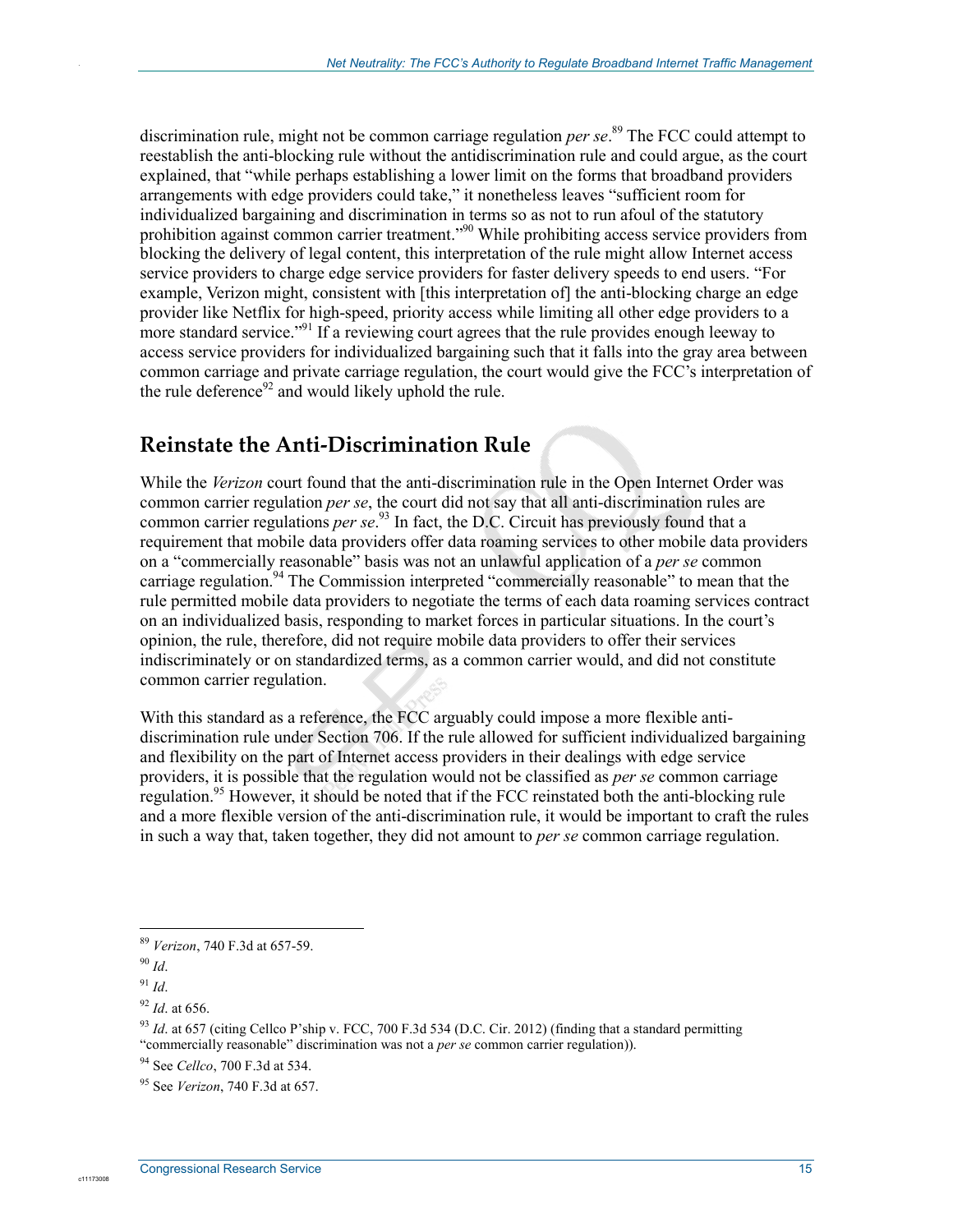discrimination rule, might not be common carriage regulation *per se*.[89] The FCC could attempt to reestablish the anti-blocking rule without the antidiscrimination rule and could argue, as the court explained, that "while perhaps establishing a lower limit on the forms that broadband providers arrangements with edge providers could take," it nonetheless leaves "sufficient room for individualized bargaining and discrimination in terms so as not to run afoul of the statutory prohibition against common carrier treatment."[90] While prohibiting access service providers from blocking the delivery of legal content, this interpretation of the rule might allow Internet access service providers to charge edge service providers for faster delivery speeds to end users. "For example, Verizon might, consistent with [this interpretation of] the anti-blocking charge an edge provider like Netflix for high-speed, priority access while limiting all other edge providers to a more standard service."[91] If a reviewing court agrees that the rule provides enough leeway to access service providers for individualized bargaining such that it falls into the gray area between common carriage and private carriage regulation, the court would give the FCC's interpretation of the rule deference[92] and would likely uphold the rule.

## Reinstate the Anti-Discrimination Rule

While the *Verizon* court found that the anti-discrimination rule in the Open Internet Order was common carrier regulation *per se*, the court did not say that all anti-discrimination rules are common carrier regulations *per se*.[93] In fact, the D.C. Circuit has previously found that a requirement that mobile data providers offer data roaming services to other mobile data providers on a "commercially reasonable" basis was not an unlawful application of a *per se* common carriage regulation.[94] The Commission interpreted "commercially reasonable" to mean that the rule permitted mobile data providers to negotiate the terms of each data roaming services contract on an individualized basis, responding to market forces in particular situations. In the court's opinion, the rule, therefore, did not require mobile data providers to offer their services indiscriminately or on standardized terms, as a common carrier would, and did not constitute common carrier regulation.

With this standard as a reference, the FCC arguably could impose a more flexible anti-discrimination rule under Section 706. If the rule allowed for sufficient individualized bargaining and flexibility on the part of Internet access providers in their dealings with edge service providers, it is possible that the regulation would not be classified as *per se* common carriage regulation.[95] However, it should be noted that if the FCC reinstated both the anti-blocking rule and a more flexible version of the anti-discrimination rule, it would be important to craft the rules in such a way that, taken together, they did not amount to *per se* common carriage regulation.

---

[89] *Verizon*, 740 F.3d at 657-59.

[90] *Id*.

[91] *Id*.

[92] *Id*. at 656.

[93] *Id*. at 657 (citing Cellco P'ship v. FCC, 700 F.3d 534 (D.C. Cir. 2012) (finding that a standard permitting "commercially reasonable" discrimination was not a *per se* common carrier regulation)).

[94] See *Cellco*, 700 F.3d at 534.

[95] See *Verizon*, 740 F.3d at 657.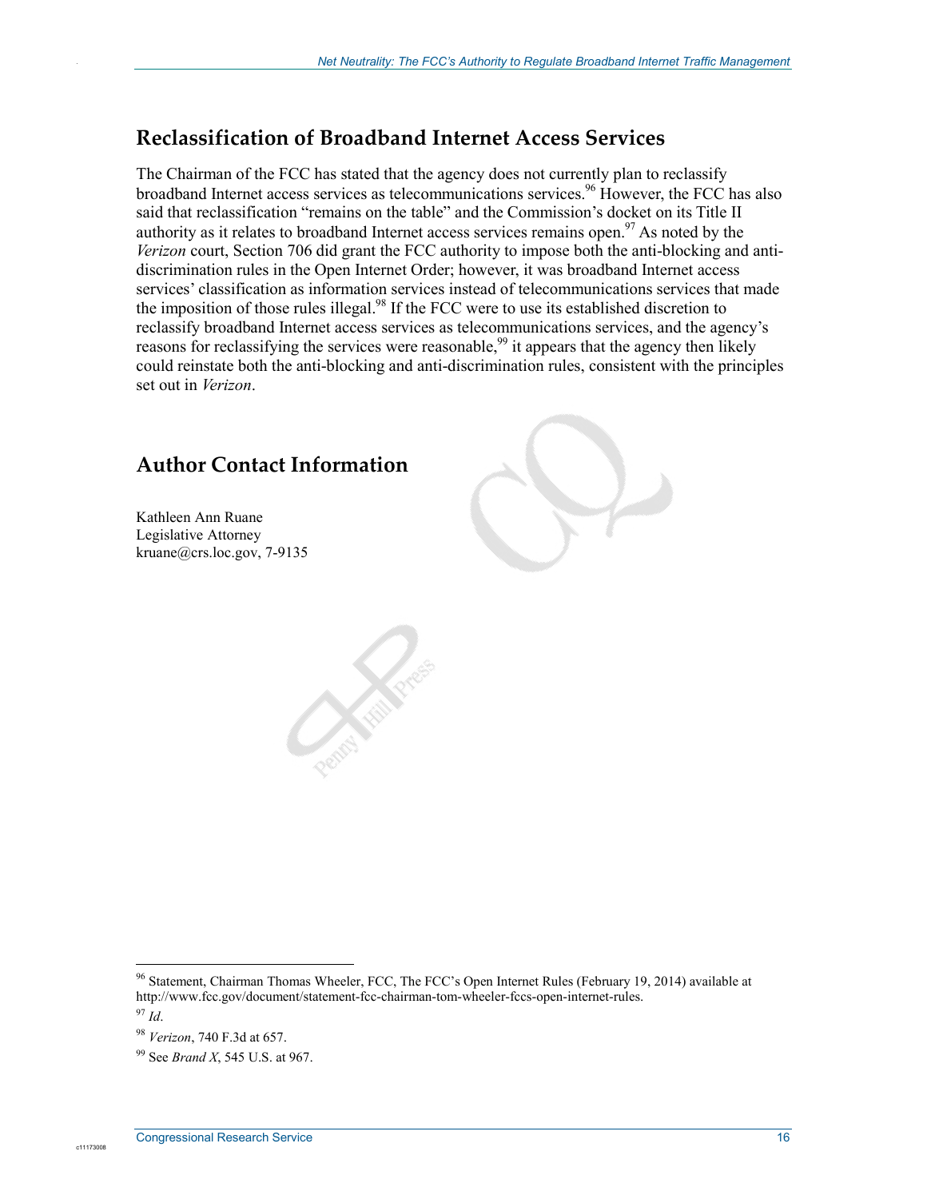## Reclassification of Broadband Internet Access Services

The Chairman of the FCC has stated that the agency does not currently plan to reclassify broadband Internet access services as telecommunications services.[96] However, the FCC has also said that reclassification "remains on the table" and the Commission's docket on its Title II authority as it relates to broadband Internet access services remains open.[97] As noted by the *Verizon* court, Section 706 did grant the FCC authority to impose both the anti-blocking and anti-discrimination rules in the Open Internet Order; however, it was broadband Internet access services' classification as information services instead of telecommunications services that made the imposition of those rules illegal.[98] If the FCC were to use its established discretion to reclassify broadband Internet access services as telecommunications services, and the agency's reasons for reclassifying the services were reasonable,[99] it appears that the agency then likely could reinstate both the anti-blocking and anti-discrimination rules, consistent with the principles set out in *Verizon*.

## Author Contact Information

Kathleen Ann Ruane
Legislative Attorney
kruane@crs.loc.gov, 7-9135

---

[96] Statement, Chairman Thomas Wheeler, FCC, The FCC's Open Internet Rules (February 19, 2014) available at http://www.fcc.gov/document/statement-fcc-chairman-tom-wheeler-fccs-open-internet-rules.

[97] *Id*.

[98] *Verizon*, 740 F.3d at 657.

[99] See *Brand X*, 545 U.S. at 967.